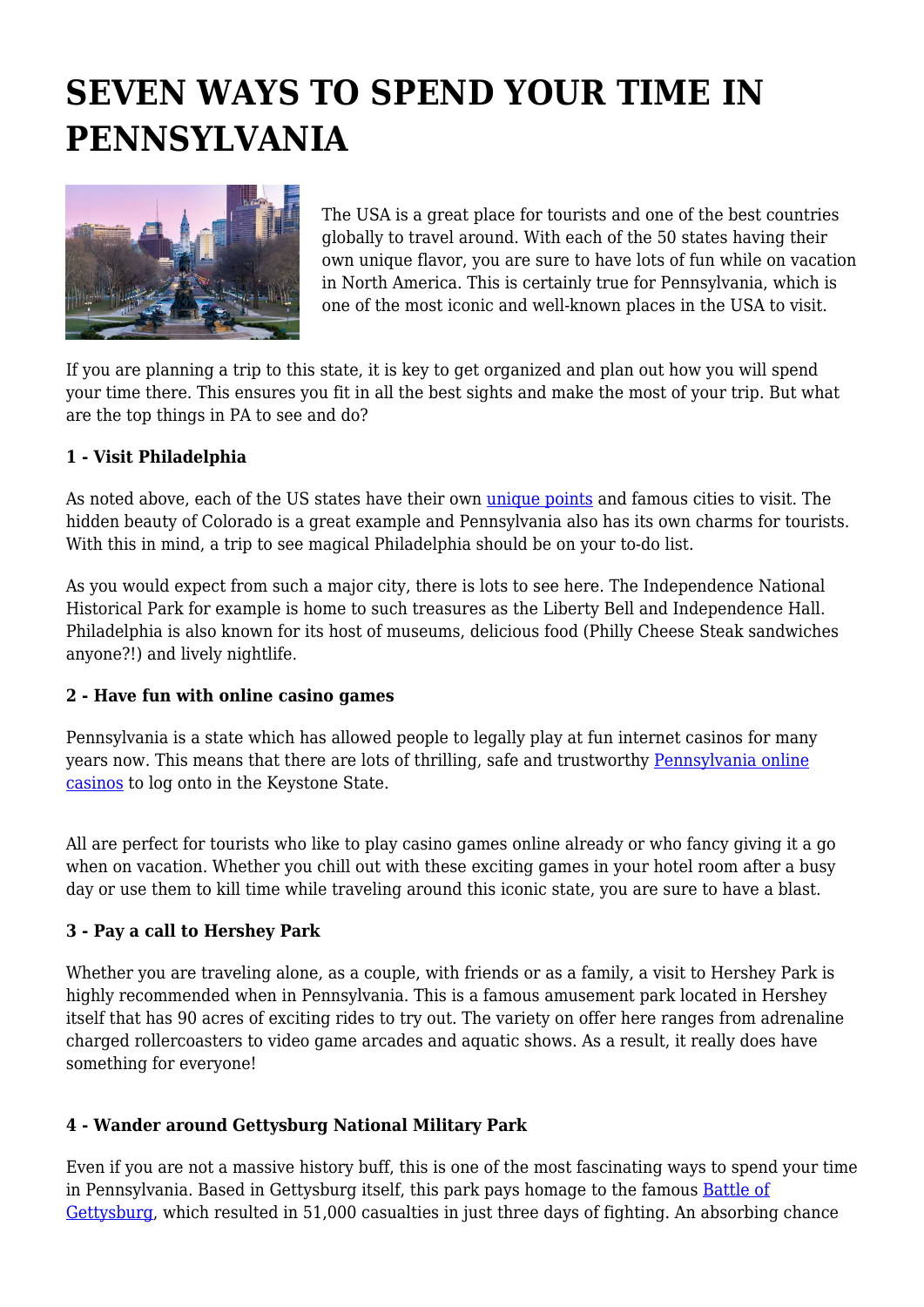# SEVEN WAYS TO SPEND YOUR TIME IN PENNSYLVANIA

The USA is a great place for tourists and one of the best countries globally to travel around. With each of the 50 states having their own unique flavor, you are sure to have lots of fun while on vacation in North America. This is certainly true for Pennsylvania, which is one of the most iconic and well-known places in the USA to visit.

If you are planning a trip to this state, it is key to get organized and plan out how you will spend your time there. This ensures you fit in all the best sights and make the most of your trip. But what are the top things in PA to see and do?

**1 - Visit Philadelphia**

As noted above, each of the US states have their own unique points and famous cities to visit. The hidden beauty of Colorado is a great example and Pennsylvania also has its own charms for tourists. With this in mind, a trip to see magical Philadelphia should be on your to-do list.

As you would expect from such a major city, there is lots to see here. The Independence National Historical Park for example is home to such treasures as the Liberty Bell and Independence Hall. Philadelphia is also known for its host of museums, delicious food (Philly Cheese Steak sandwiches anyone?!) and lively nightlife.

**2 - Have fun with online casino games**

Pennsylvania is a state which has allowed people to legally play at fun internet casinos for many years now. This means that there are lots of thrilling, safe and trustworthy Pennsylvania online casinos to log onto in the Keystone State.

All are perfect for tourists who like to play casino games online already or who fancy giving it a go when on vacation. Whether you chill out with these exciting games in your hotel room after a busy day or use them to kill time while traveling around this iconic state, you are sure to have a blast.

**3 - Pay a call to Hershey Park**

Whether you are traveling alone, as a couple, with friends or as a family, a visit to Hershey Park is highly recommended when in Pennsylvania. This is a famous amusement park located in Hershey itself that has 90 acres of exciting rides to try out. The variety on offer here ranges from adrenaline charged rollercoasters to video game arcades and aquatic shows. As a result, it really does have something for everyone!

**4 - Wander around Gettysburg National Military Park**

Even if you are not a massive history buff, this is one of the most fascinating ways to spend your time in Pennsylvania. Based in Gettysburg itself, this park pays homage to the famous Battle of Gettysburg, which resulted in 51,000 casualties in just three days of fighting. An absorbing chance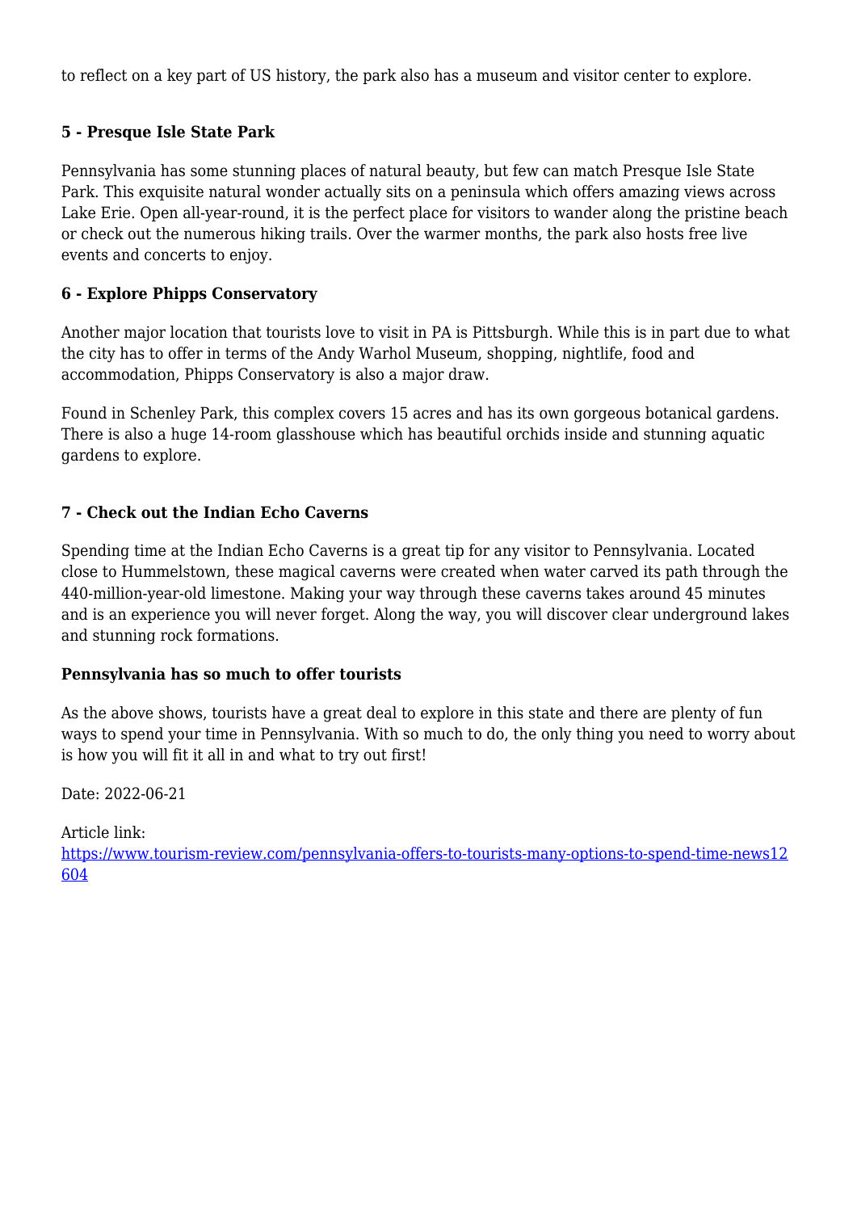to reflect on a key part of US history, the park also has a museum and visitor center to explore.

**5 - Presque Isle State Park**

Pennsylvania has some stunning places of natural beauty, but few can match Presque Isle State Park. This exquisite natural wonder actually sits on a peninsula which offers amazing views across Lake Erie. Open all-year-round, it is the perfect place for visitors to wander along the pristine beach or check out the numerous hiking trails. Over the warmer months, the park also hosts free live events and concerts to enjoy.

**6 - Explore Phipps Conservatory**

Another major location that tourists love to visit in PA is Pittsburgh. While this is in part due to what the city has to offer in terms of the Andy Warhol Museum, shopping, nightlife, food and accommodation, Phipps Conservatory is also a major draw.

Found in Schenley Park, this complex covers 15 acres and has its own gorgeous botanical gardens. There is also a huge 14-room glasshouse which has beautiful orchids inside and stunning aquatic gardens to explore.

**7 - Check out the Indian Echo Caverns**

Spending time at the Indian Echo Caverns is a great tip for any visitor to Pennsylvania. Located close to Hummelstown, these magical caverns were created when water carved its path through the 440-million-year-old limestone. Making your way through these caverns takes around 45 minutes and is an experience you will never forget. Along the way, you will discover clear underground lakes and stunning rock formations.

**Pennsylvania has so much to offer tourists**

As the above shows, tourists have a great deal to explore in this state and there are plenty of fun ways to spend your time in Pennsylvania. With so much to do, the only thing you need to worry about is how you will fit it all in and what to try out first!

Date: 2022-06-21

Article link:
https://www.tourism-review.com/pennsylvania-offers-to-tourists-many-options-to-spend-time-news12604